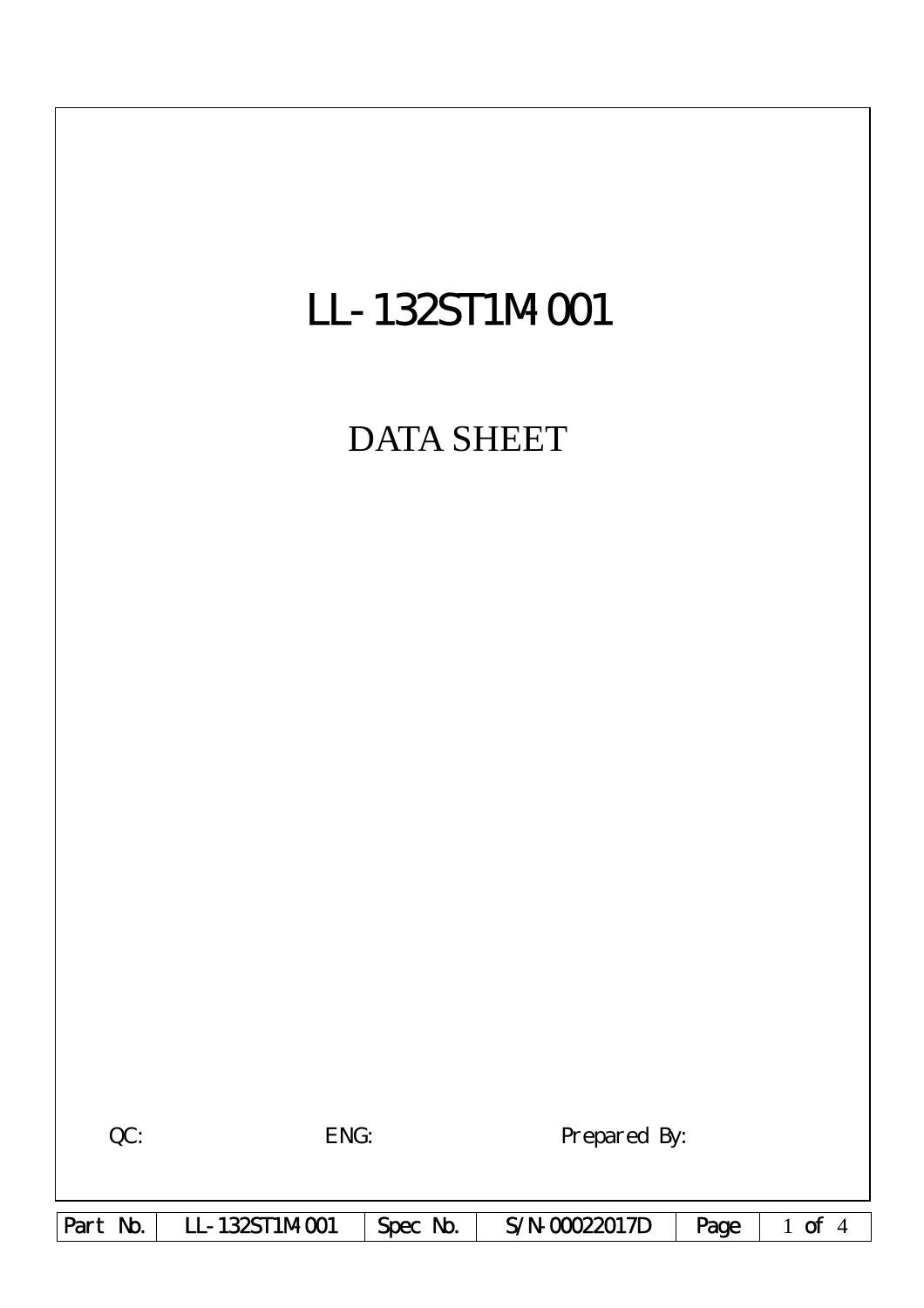# LL-132ST1M-001

## DATA SHEET

QC: ENG: Prepared By:

| Part No. | LL-132ST1M-001 | Spec No. | S/N-00022017D |
|---|---|---|---|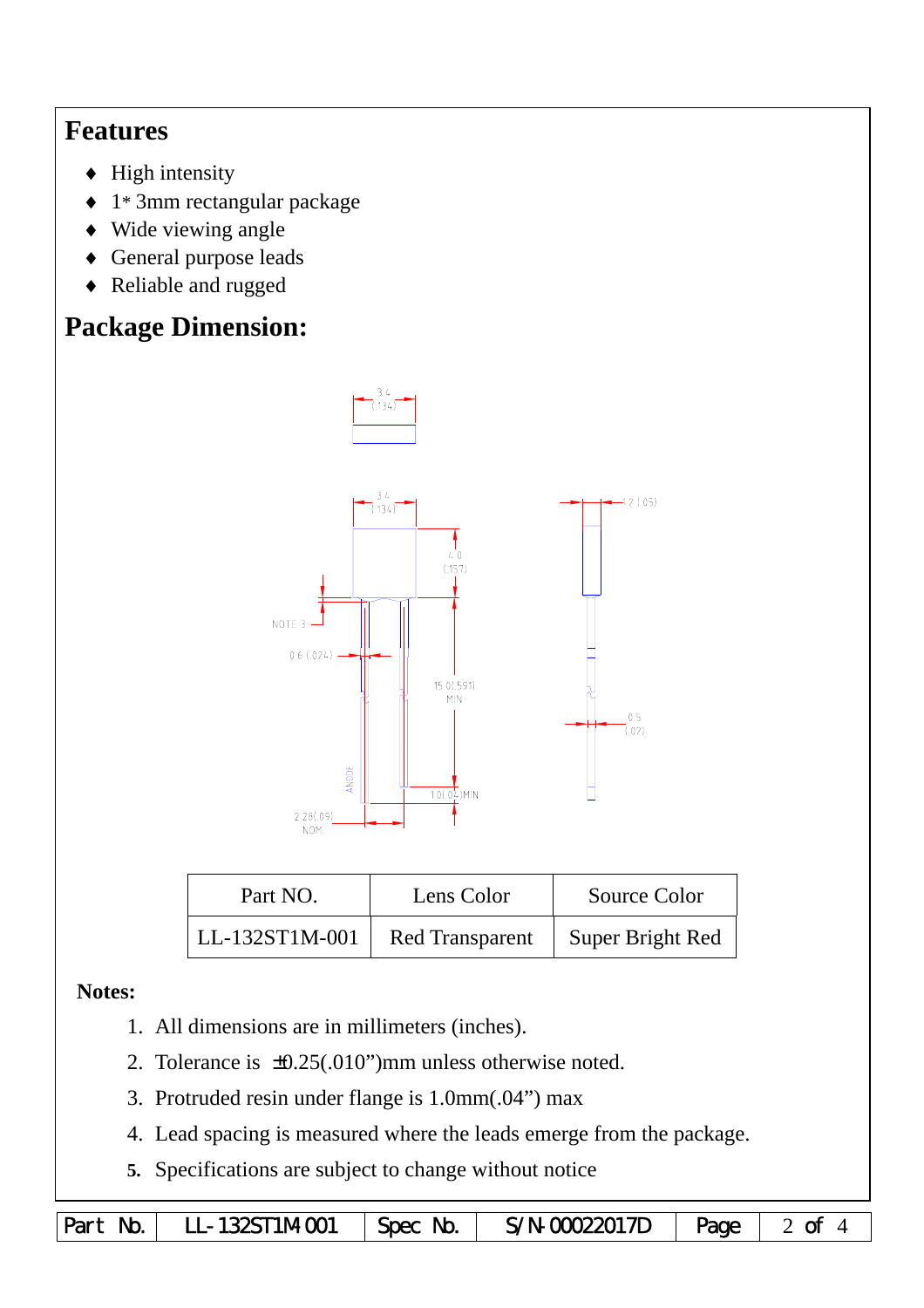## Features

- ♦ High intensity
- ♦ 1* 3mm rectangular package
- ♦ Wide viewing angle
- ♦ General purpose leads
- ♦ Reliable and rugged

## Package Dimension:

| Part NO. | Lens Color | Source Color |
|---|---|---|
| LL-132ST1M-001 | Red Transparent | Super Bright Red |

**Notes:**

1. All dimensions are in millimeters (inches).
2. Tolerance is ±0.25(.010")mm unless otherwise noted.
3. Protruded resin under flange is 1.0mm(.04") max
4. Lead spacing is measured where the leads emerge from the package.
5. Specifications are subject to change without notice

| Part No. | LL-132ST1M-001 | Spec No. | S/N-00022017D | Page |
|---|---|---|---|---|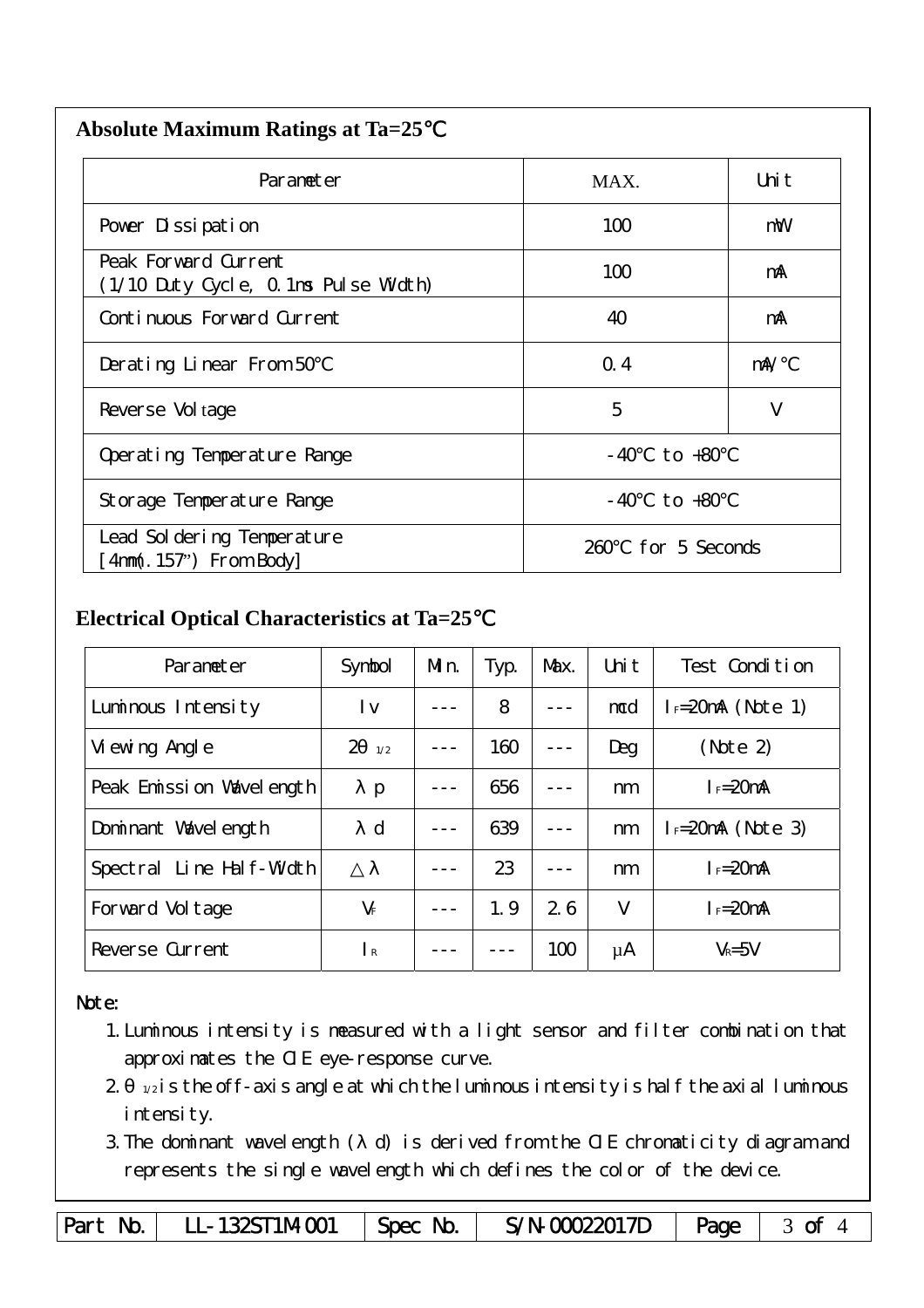## Absolute Maximum Ratings at Ta=25℃

| Parameter | MAX. | Unit |
|---|---|---|
| Power Dissipation | 100 | mW |
| Peak Forward Current (1/10 Duty Cycle, 0.1ms Pulse Width) | 100 | mA |
| Continuous Forward Current | 40 | mA |
| Derating Linear From 50℃ | 0.4 | mA/℃ |
| Reverse Voltage | 5 | V |
| Operating Temperature Range | -40℃ to +80℃ | |
| Storage Temperature Range | -40℃ to +80℃ | |
| Lead Soldering Temperature [4mm(.157") From Body] | 260℃ for 5 Seconds | |

## Electrical Optical Characteristics at Ta=25℃

| Parameter | Symbol | Min. | Typ. | Max. | Unit | Test Condition |
|---|---|---|---|---|---|---|
| Luminous Intensity | Iv | --- | 8 | --- | mcd | $I_F$=20mA (Note 1) |
| Viewing Angle | $2\theta_{1/2}$ | --- | 160 | --- | Deg | (Note 2) |
| Peak Emission Wavelength | $\lambda p$ | --- | 656 | --- | nm | $I_F$=20mA |
| Dominant Wavelength | $\lambda d$ | --- | 639 | --- | nm | $I_F$=20mA (Note 3) |
| Spectral Line Half-Width | $\Delta\lambda$ | --- | 23 | --- | nm | $I_F$=20mA |
| Forward Voltage | $V_F$ | --- | 1.9 | 2.6 | V | $I_F$=20mA |
| Reverse Current | $I_R$ | --- | --- | 100 | μA | $V_R$=5V |

Note:

1. Luminous intensity is measured with a light sensor and filter combination that approximates the CIE eye-response curve.
2. $\theta_{1/2}$ is the off-axis angle at which the luminous intensity is half the axial luminous intensity.
3. The dominant wavelength ($\lambda$d) is derived from the CIE chromaticity diagram and represents the single wavelength which defines the color of the device.

| Part No. | LL-132ST1M-001 | Spec No. | S/N-00022017D | Page | 3 of 4 |
|---|---|---|---|---|---|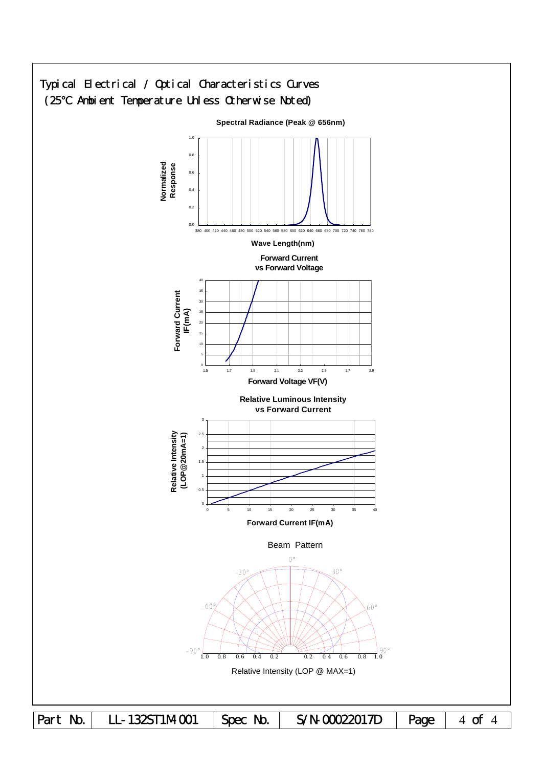# Typical Electrical / Optical Characteristics Curves
(25°C Ambient Temperature Unless Otherwise Noted)

Spectral Radiance (Peak @ 656nm)

Normalized Response

1.0
0.8
0.6
0.4
0.2
0.0

380 400 420 440 460 480 500 520 540 560 580 600 620 640 660 680 700 720 740 760 780

Wave Length(nm)

Forward Current vs Forward Voltage

Forward Current IF(mA)

40
35
30
25
20
15
10
5
0

1.5 1.7 1.9 2.1 2.3 2.5 2.7 2.9

Forward Voltage VF(V)

Relative Luminous Intensity vs Forward Current

Relative Intensity (LOP@20mA=1)

3
2.5
2
1.5
1
0.5
0

0 5 10 15 20 25 30 35 40

Forward Current IF(mA)

Beam Pattern

0°
-30° 30°
-60° 60°
-90° 90°

1.0 0.8 0.6 0.4 0.2 0.2 0.4 0.6 0.8 1.0

Relative Intensity (LOP @ MAX=1)

| Part No. | LL-132ST1M-001 | Spec No. | S/N-00022017D | Page | 4 of 4 |
|---|---|---|---|---|---|